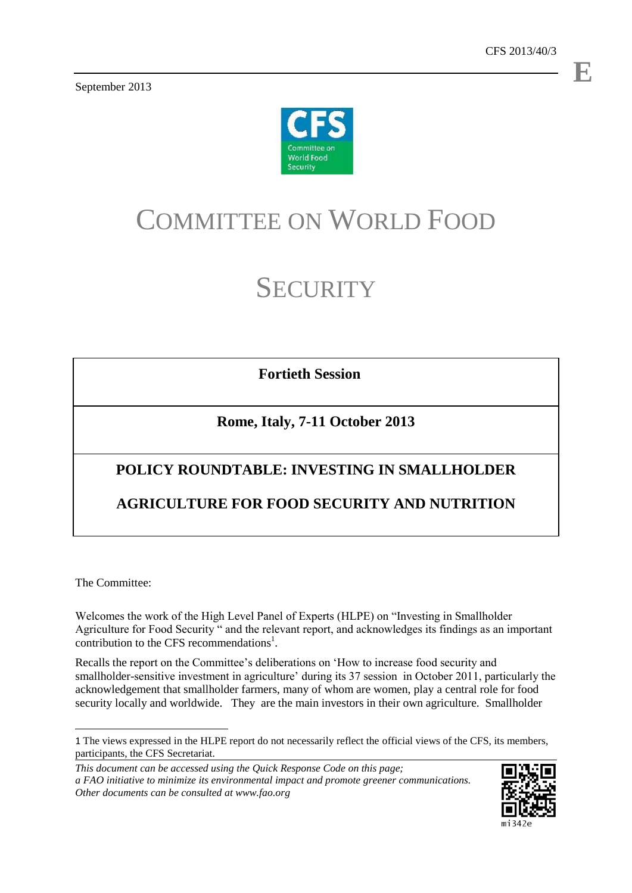CFS 2013/40/3

September 2013

# COMMITTEE ON WORLD FOOD SECURITY

**Fortieth Session**

**Rome, Italy, 7-11 October 2013**

## POLICY ROUNDTABLE: INVESTING IN SMALLHOLDER AGRICULTURE FOR FOOD SECURITY AND NUTRITION

The Committee:

Welcomes the work of the High Level Panel of Experts (HLPE) on "Investing in Smallholder Agriculture for Food Security " and the relevant report, and acknowledges its findings as an important contribution to the CFS recommendations[1].

Recalls the report on the Committee's deliberations on 'How to increase food security and smallholder-sensitive investment in agriculture' during its 37 session in October 2011, particularly the acknowledgement that smallholder farmers, many of whom are women, play a central role for food security locally and worldwide. They are the main investors in their own agriculture. Smallholder

---

1 The views expressed in the HLPE report do not necessarily reflect the official views of the CFS, its members, participants, the CFS Secretariat.

*This document can be accessed using the Quick Response Code on this page; a FAO initiative to minimize its environmental impact and promote greener communications. Other documents can be consulted at www.fao.org*

mi342e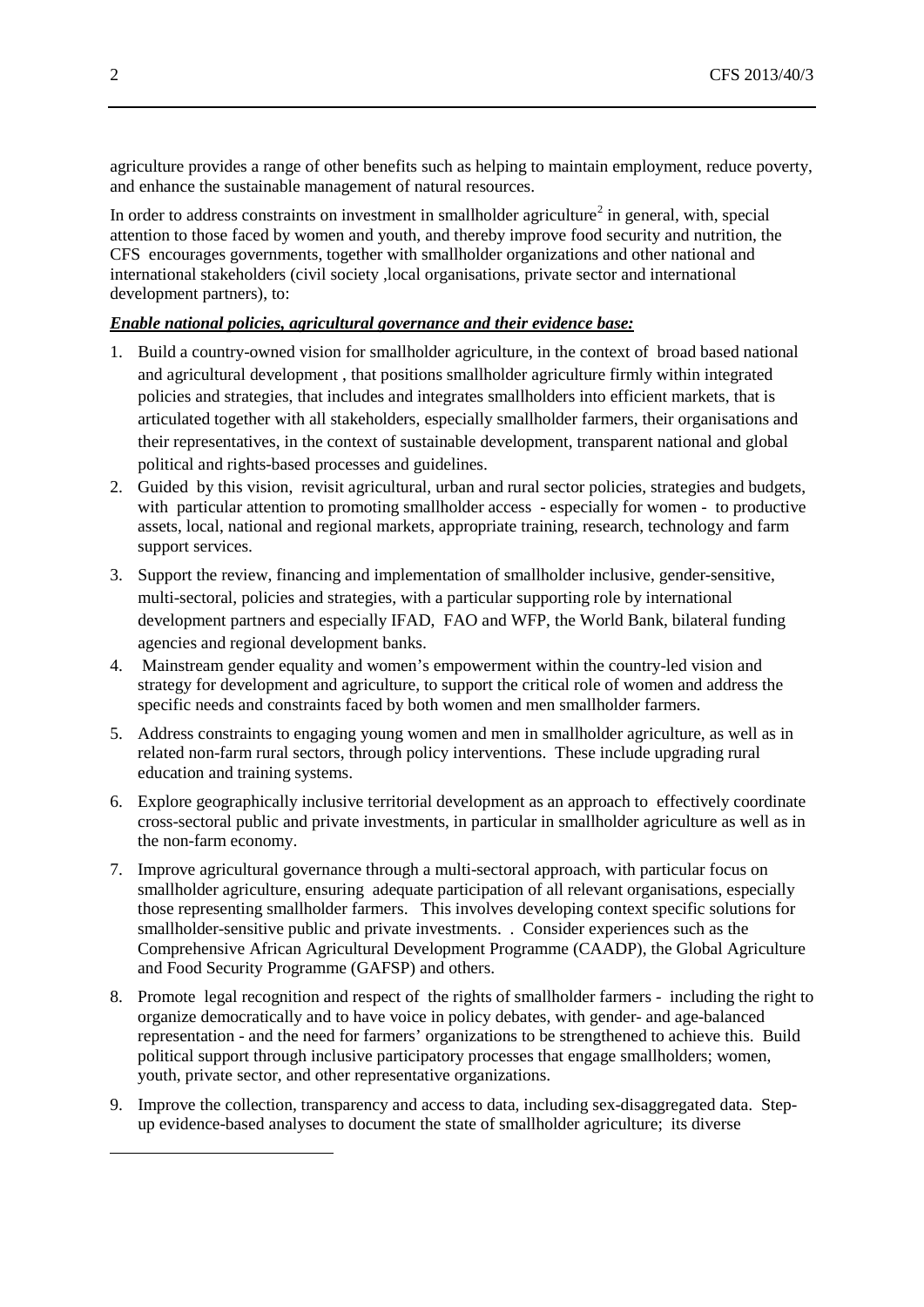agriculture provides a range of other benefits such as helping to maintain employment, reduce poverty, and enhance the sustainable management of natural resources.

In order to address constraints on investment in smallholder agriculture[2] in general, with, special attention to those faced by women and youth, and thereby improve food security and nutrition, the CFS encourages governments, together with smallholder organizations and other national and international stakeholders (civil society ,local organisations, private sector and international development partners), to:

***Enable national policies, agricultural governance and their evidence base:***

1. Build a country-owned vision for smallholder agriculture, in the context of broad based national and agricultural development , that positions smallholder agriculture firmly within integrated policies and strategies, that includes and integrates smallholders into efficient markets, that is articulated together with all stakeholders, especially smallholder farmers, their organisations and their representatives, in the context of sustainable development, transparent national and global political and rights-based processes and guidelines.
2. Guided by this vision, revisit agricultural, urban and rural sector policies, strategies and budgets, with particular attention to promoting smallholder access - especially for women - to productive assets, local, national and regional markets, appropriate training, research, technology and farm support services.
3. Support the review, financing and implementation of smallholder inclusive, gender-sensitive, multi-sectoral, policies and strategies, with a particular supporting role by international development partners and especially IFAD, FAO and WFP, the World Bank, bilateral funding agencies and regional development banks.
4. Mainstream gender equality and women's empowerment within the country-led vision and strategy for development and agriculture, to support the critical role of women and address the specific needs and constraints faced by both women and men smallholder farmers.
5. Address constraints to engaging young women and men in smallholder agriculture, as well as in related non-farm rural sectors, through policy interventions. These include upgrading rural education and training systems.
6. Explore geographically inclusive territorial development as an approach to effectively coordinate cross-sectoral public and private investments, in particular in smallholder agriculture as well as in the non-farm economy.
7. Improve agricultural governance through a multi-sectoral approach, with particular focus on smallholder agriculture, ensuring adequate participation of all relevant organisations, especially those representing smallholder farmers. This involves developing context specific solutions for smallholder-sensitive public and private investments. . Consider experiences such as the Comprehensive African Agricultural Development Programme (CAADP), the Global Agriculture and Food Security Programme (GAFSP) and others.
8. Promote legal recognition and respect of the rights of smallholder farmers - including the right to organize democratically and to have voice in policy debates, with gender- and age-balanced representation - and the need for farmers' organizations to be strengthened to achieve this. Build political support through inclusive participatory processes that engage smallholders; women, youth, private sector, and other representative organizations.
9. Improve the collection, transparency and access to data, including sex-disaggregated data. Step-up evidence-based analyses to document the state of smallholder agriculture; its diverse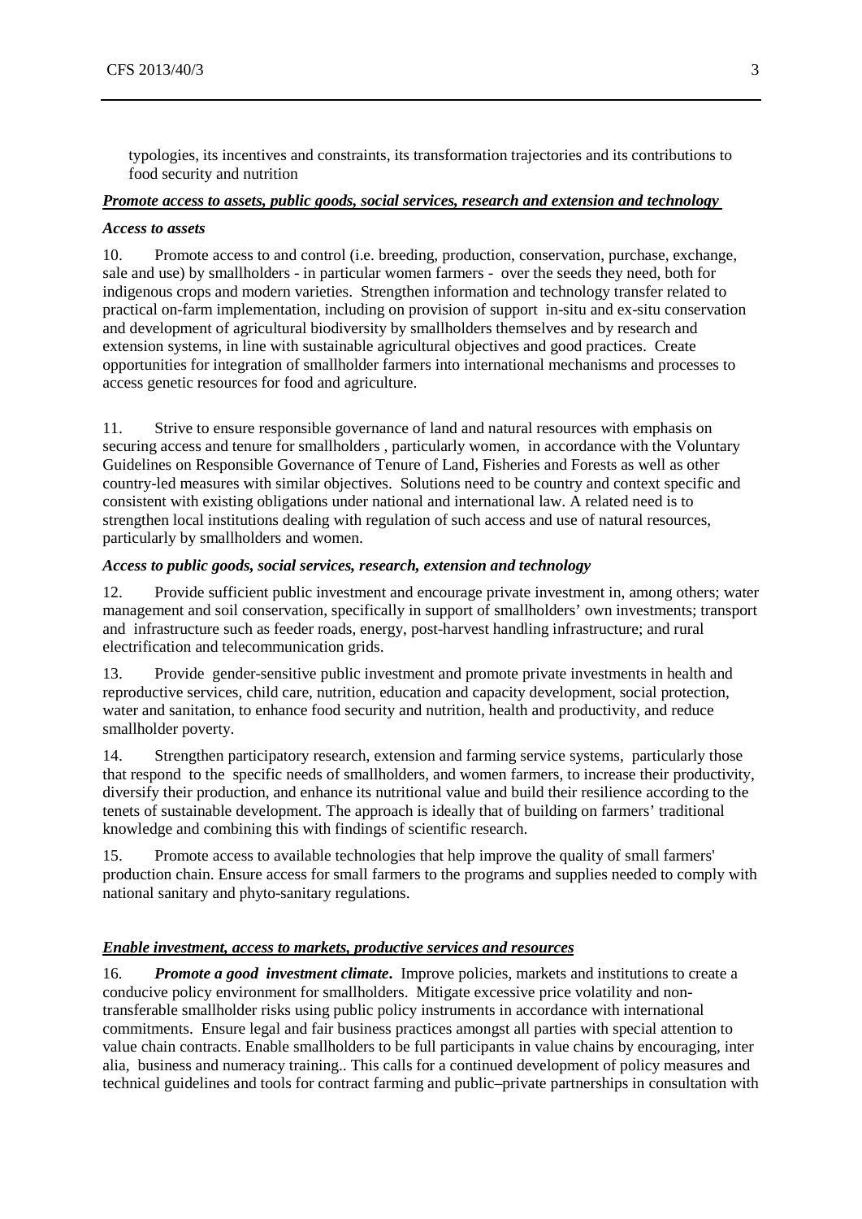typologies, its incentives and constraints, its transformation trajectories and its contributions to food security and nutrition

***Promote access to assets, public goods, social services, research and extension and technology***

***Access to assets***

10. Promote access to and control (i.e. breeding, production, conservation, purchase, exchange, sale and use) by smallholders - in particular women farmers - over the seeds they need, both for indigenous crops and modern varieties. Strengthen information and technology transfer related to practical on-farm implementation, including on provision of support in-situ and ex-situ conservation and development of agricultural biodiversity by smallholders themselves and by research and extension systems, in line with sustainable agricultural objectives and good practices. Create opportunities for integration of smallholder farmers into international mechanisms and processes to access genetic resources for food and agriculture.

11. Strive to ensure responsible governance of land and natural resources with emphasis on securing access and tenure for smallholders , particularly women, in accordance with the Voluntary Guidelines on Responsible Governance of Tenure of Land, Fisheries and Forests as well as other country-led measures with similar objectives. Solutions need to be country and context specific and consistent with existing obligations under national and international law. A related need is to strengthen local institutions dealing with regulation of such access and use of natural resources, particularly by smallholders and women.

***Access to public goods, social services, research, extension and technology***

12. Provide sufficient public investment and encourage private investment in, among others; water management and soil conservation, specifically in support of smallholders' own investments; transport and infrastructure such as feeder roads, energy, post-harvest handling infrastructure; and rural electrification and telecommunication grids.

13. Provide gender-sensitive public investment and promote private investments in health and reproductive services, child care, nutrition, education and capacity development, social protection, water and sanitation, to enhance food security and nutrition, health and productivity, and reduce smallholder poverty.

14. Strengthen participatory research, extension and farming service systems, particularly those that respond to the specific needs of smallholders, and women farmers, to increase their productivity, diversify their production, and enhance its nutritional value and build their resilience according to the tenets of sustainable development. The approach is ideally that of building on farmers' traditional knowledge and combining this with findings of scientific research.

15. Promote access to available technologies that help improve the quality of small farmers' production chain. Ensure access for small farmers to the programs and supplies needed to comply with national sanitary and phyto-sanitary regulations.

***Enable investment, access to markets, productive services and resources***

16. ***Promote a good investment climate***. Improve policies, markets and institutions to create a conducive policy environment for smallholders. Mitigate excessive price volatility and non-transferable smallholder risks using public policy instruments in accordance with international commitments. Ensure legal and fair business practices amongst all parties with special attention to value chain contracts. Enable smallholders to be full participants in value chains by encouraging, inter alia, business and numeracy training.. This calls for a continued development of policy measures and technical guidelines and tools for contract farming and public–private partnerships in consultation with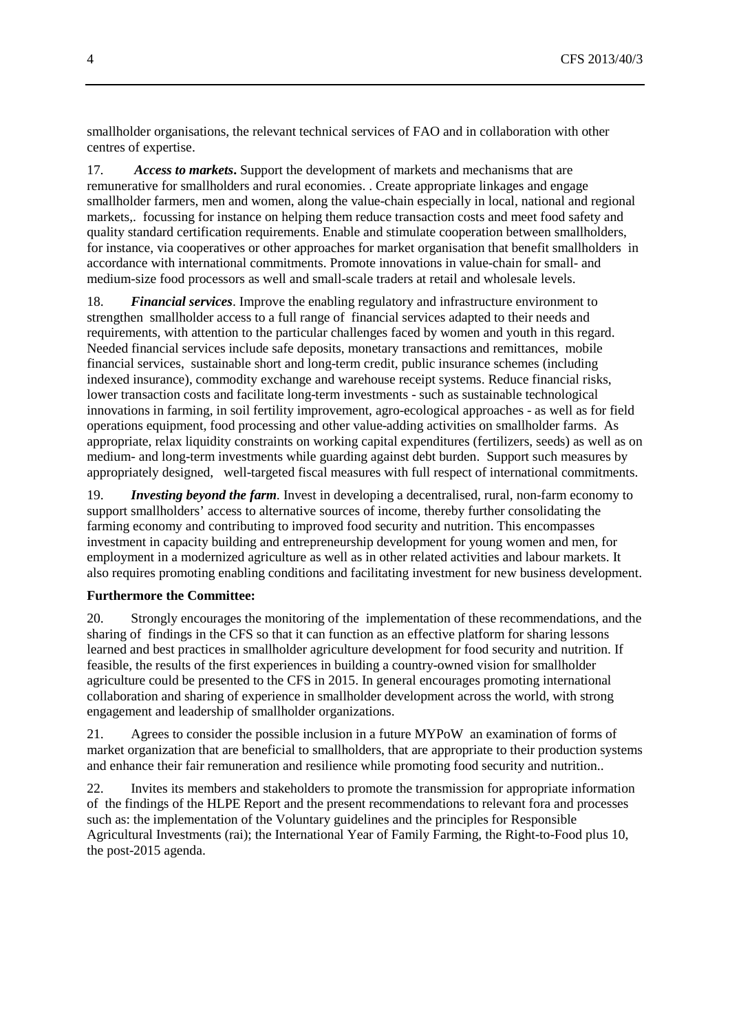smallholder organisations, the relevant technical services of FAO and in collaboration with other centres of expertise.

17. ***Access to markets***. Support the development of markets and mechanisms that are remunerative for smallholders and rural economies. . Create appropriate linkages and engage smallholder farmers, men and women, along the value-chain especially in local, national and regional markets,. focussing for instance on helping them reduce transaction costs and meet food safety and quality standard certification requirements. Enable and stimulate cooperation between smallholders, for instance, via cooperatives or other approaches for market organisation that benefit smallholders in accordance with international commitments. Promote innovations in value-chain for small- and medium-size food processors as well and small-scale traders at retail and wholesale levels.

18. ***Financial services***. Improve the enabling regulatory and infrastructure environment to strengthen smallholder access to a full range of financial services adapted to their needs and requirements, with attention to the particular challenges faced by women and youth in this regard. Needed financial services include safe deposits, monetary transactions and remittances, mobile financial services, sustainable short and long-term credit, public insurance schemes (including indexed insurance), commodity exchange and warehouse receipt systems. Reduce financial risks, lower transaction costs and facilitate long-term investments - such as sustainable technological innovations in farming, in soil fertility improvement, agro-ecological approaches - as well as for field operations equipment, food processing and other value-adding activities on smallholder farms. As appropriate, relax liquidity constraints on working capital expenditures (fertilizers, seeds) as well as on medium- and long-term investments while guarding against debt burden. Support such measures by appropriately designed, well-targeted fiscal measures with full respect of international commitments.

19. ***Investing beyond the farm***. Invest in developing a decentralised, rural, non-farm economy to support smallholders' access to alternative sources of income, thereby further consolidating the farming economy and contributing to improved food security and nutrition. This encompasses investment in capacity building and entrepreneurship development for young women and men, for employment in a modernized agriculture as well as in other related activities and labour markets. It also requires promoting enabling conditions and facilitating investment for new business development.

**Furthermore the Committee:**

20. Strongly encourages the monitoring of the implementation of these recommendations, and the sharing of findings in the CFS so that it can function as an effective platform for sharing lessons learned and best practices in smallholder agriculture development for food security and nutrition. If feasible, the results of the first experiences in building a country-owned vision for smallholder agriculture could be presented to the CFS in 2015. In general encourages promoting international collaboration and sharing of experience in smallholder development across the world, with strong engagement and leadership of smallholder organizations.

21. Agrees to consider the possible inclusion in a future MYPoW an examination of forms of market organization that are beneficial to smallholders, that are appropriate to their production systems and enhance their fair remuneration and resilience while promoting food security and nutrition..

22. Invites its members and stakeholders to promote the transmission for appropriate information of the findings of the HLPE Report and the present recommendations to relevant fora and processes such as: the implementation of the Voluntary guidelines and the principles for Responsible Agricultural Investments (rai); the International Year of Family Farming, the Right-to-Food plus 10, the post-2015 agenda.